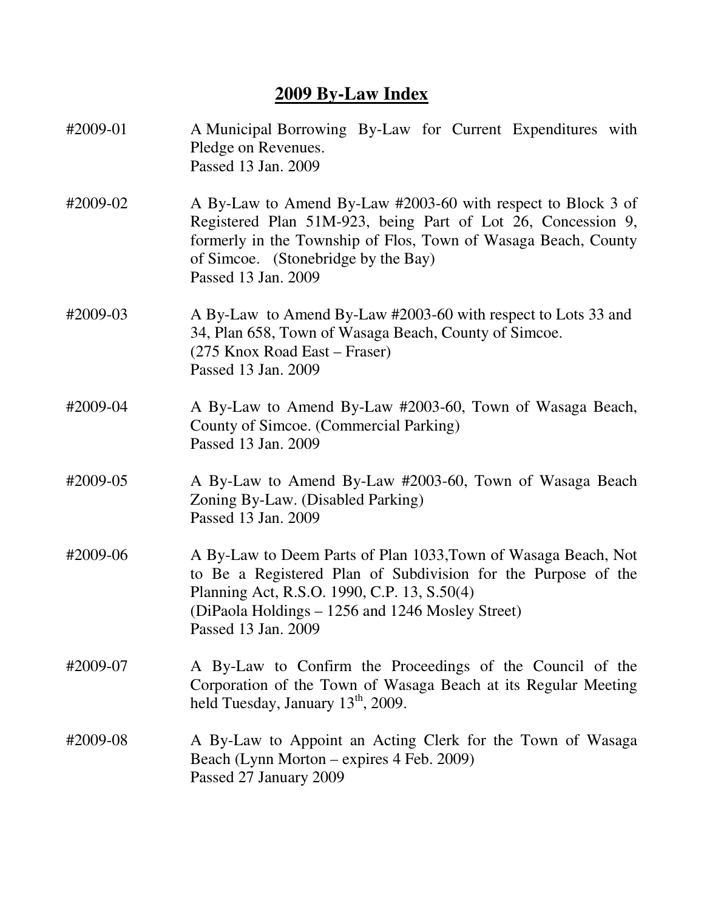# 2009 By-Law Index

#2009-01 A Municipal Borrowing By-Law for Current Expenditures with Pledge on Revenues.
Passed 13 Jan. 2009

#2009-02 A By-Law to Amend By-Law #2003-60 with respect to Block 3 of Registered Plan 51M-923, being Part of Lot 26, Concession 9, formerly in the Township of Flos, Town of Wasaga Beach, County of Simcoe. (Stonebridge by the Bay)
Passed 13 Jan. 2009

#2009-03 A By-Law to Amend By-Law #2003-60 with respect to Lots 33 and 34, Plan 658, Town of Wasaga Beach, County of Simcoe.
(275 Knox Road East – Fraser)
Passed 13 Jan. 2009

#2009-04 A By-Law to Amend By-Law #2003-60, Town of Wasaga Beach, County of Simcoe. (Commercial Parking)
Passed 13 Jan. 2009

#2009-05 A By-Law to Amend By-Law #2003-60, Town of Wasaga Beach Zoning By-Law. (Disabled Parking)
Passed 13 Jan. 2009

#2009-06 A By-Law to Deem Parts of Plan 1033,Town of Wasaga Beach, Not to Be a Registered Plan of Subdivision for the Purpose of the Planning Act, R.S.O. 1990, C.P. 13, S.50(4)
(DiPaola Holdings – 1256 and 1246 Mosley Street)
Passed 13 Jan. 2009

#2009-07 A By-Law to Confirm the Proceedings of the Council of the Corporation of the Town of Wasaga Beach at its Regular Meeting held Tuesday, January 13th, 2009.

#2009-08 A By-Law to Appoint an Acting Clerk for the Town of Wasaga Beach (Lynn Morton – expires 4 Feb. 2009)
Passed 27 January 2009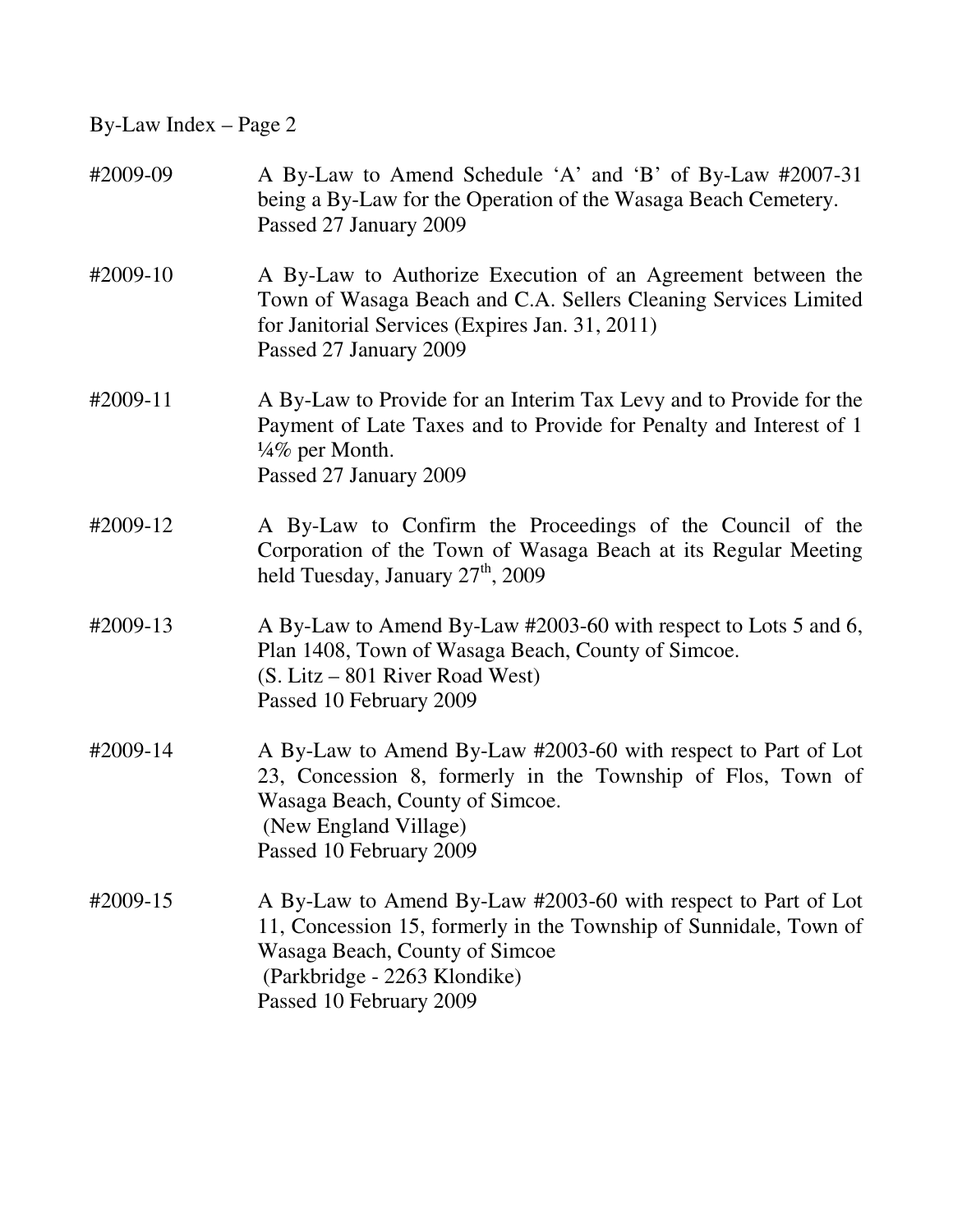By-Law Index – Page 2

#2009-09 A By-Law to Amend Schedule 'A' and 'B' of By-Law #2007-31 being a By-Law for the Operation of the Wasaga Beach Cemetery.
Passed 27 January 2009

#2009-10 A By-Law to Authorize Execution of an Agreement between the Town of Wasaga Beach and C.A. Sellers Cleaning Services Limited for Janitorial Services (Expires Jan. 31, 2011)
Passed 27 January 2009

#2009-11 A By-Law to Provide for an Interim Tax Levy and to Provide for the Payment of Late Taxes and to Provide for Penalty and Interest of 1 ¼% per Month.
Passed 27 January 2009

#2009-12 A By-Law to Confirm the Proceedings of the Council of the Corporation of the Town of Wasaga Beach at its Regular Meeting held Tuesday, January 27th, 2009

#2009-13 A By-Law to Amend By-Law #2003-60 with respect to Lots 5 and 6, Plan 1408, Town of Wasaga Beach, County of Simcoe.
(S. Litz – 801 River Road West)
Passed 10 February 2009

#2009-14 A By-Law to Amend By-Law #2003-60 with respect to Part of Lot 23, Concession 8, formerly in the Township of Flos, Town of Wasaga Beach, County of Simcoe.
(New England Village)
Passed 10 February 2009

#2009-15 A By-Law to Amend By-Law #2003-60 with respect to Part of Lot 11, Concession 15, formerly in the Township of Sunnidale, Town of Wasaga Beach, County of Simcoe
(Parkbridge - 2263 Klondike)
Passed 10 February 2009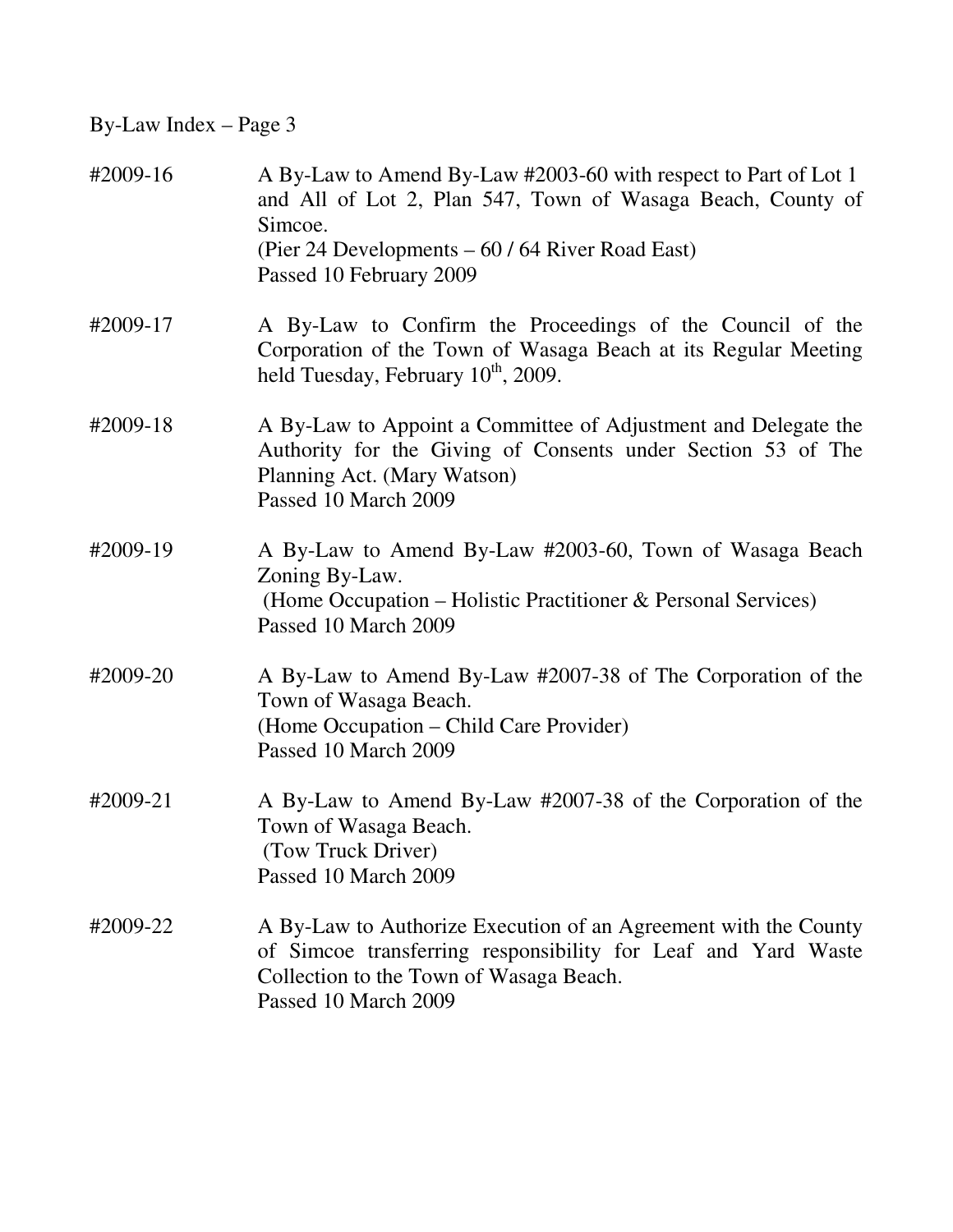By-Law Index – Page 3

#2009-16 A By-Law to Amend By-Law #2003-60 with respect to Part of Lot 1 and All of Lot 2, Plan 547, Town of Wasaga Beach, County of Simcoe.
(Pier 24 Developments – 60 / 64 River Road East)
Passed 10 February 2009

#2009-17 A By-Law to Confirm the Proceedings of the Council of the Corporation of the Town of Wasaga Beach at its Regular Meeting held Tuesday, February 10th, 2009.

#2009-18 A By-Law to Appoint a Committee of Adjustment and Delegate the Authority for the Giving of Consents under Section 53 of The Planning Act. (Mary Watson)
Passed 10 March 2009

#2009-19 A By-Law to Amend By-Law #2003-60, Town of Wasaga Beach Zoning By-Law.
(Home Occupation – Holistic Practitioner & Personal Services)
Passed 10 March 2009

#2009-20 A By-Law to Amend By-Law #2007-38 of The Corporation of the Town of Wasaga Beach.
(Home Occupation – Child Care Provider)
Passed 10 March 2009

#2009-21 A By-Law to Amend By-Law #2007-38 of the Corporation of the Town of Wasaga Beach.
(Tow Truck Driver)
Passed 10 March 2009

#2009-22 A By-Law to Authorize Execution of an Agreement with the County of Simcoe transferring responsibility for Leaf and Yard Waste Collection to the Town of Wasaga Beach.
Passed 10 March 2009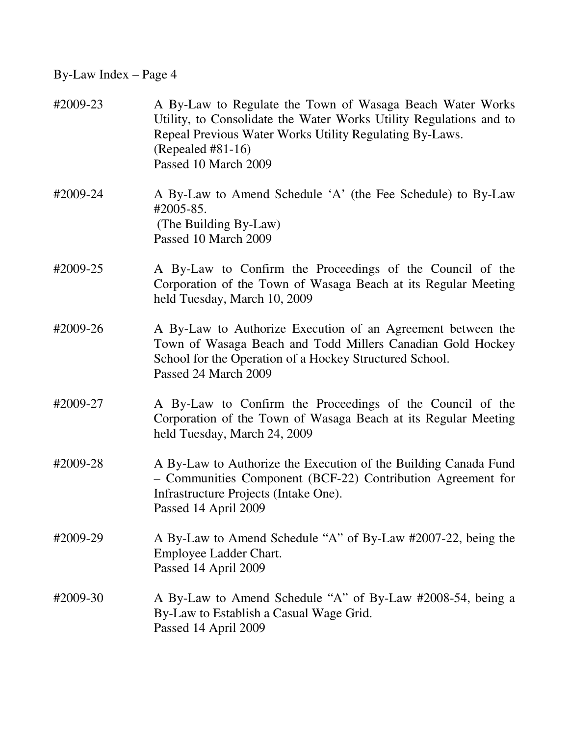**#2009-23**
A By-Law to Regulate the Town of Wasaga Beach Water Works Utility, to Consolidate the Water Works Utility Regulations and to Repeal Previous Water Works Utility Regulating By-Laws.
(Repealed #81-16)
Passed 10 March 2009

**#2009-24**
A By-Law to Amend Schedule 'A' (the Fee Schedule) to By-Law #2005-85.
(The Building By-Law)
Passed 10 March 2009

**#2009-25**
A By-Law to Confirm the Proceedings of the Council of the Corporation of the Town of Wasaga Beach at its Regular Meeting held Tuesday, March 10, 2009

**#2009-26**
A By-Law to Authorize Execution of an Agreement between the Town of Wasaga Beach and Todd Millers Canadian Gold Hockey School for the Operation of a Hockey Structured School.
Passed 24 March 2009

**#2009-27**
A By-Law to Confirm the Proceedings of the Council of the Corporation of the Town of Wasaga Beach at its Regular Meeting held Tuesday, March 24, 2009

**#2009-28**
A By-Law to Authorize the Execution of the Building Canada Fund – Communities Component (BCF-22) Contribution Agreement for Infrastructure Projects (Intake One).
Passed 14 April 2009

**#2009-29**
A By-Law to Amend Schedule "A" of By-Law #2007-22, being the Employee Ladder Chart.
Passed 14 April 2009

**#2009-30**
A By-Law to Amend Schedule "A" of By-Law #2008-54, being a By-Law to Establish a Casual Wage Grid.
Passed 14 April 2009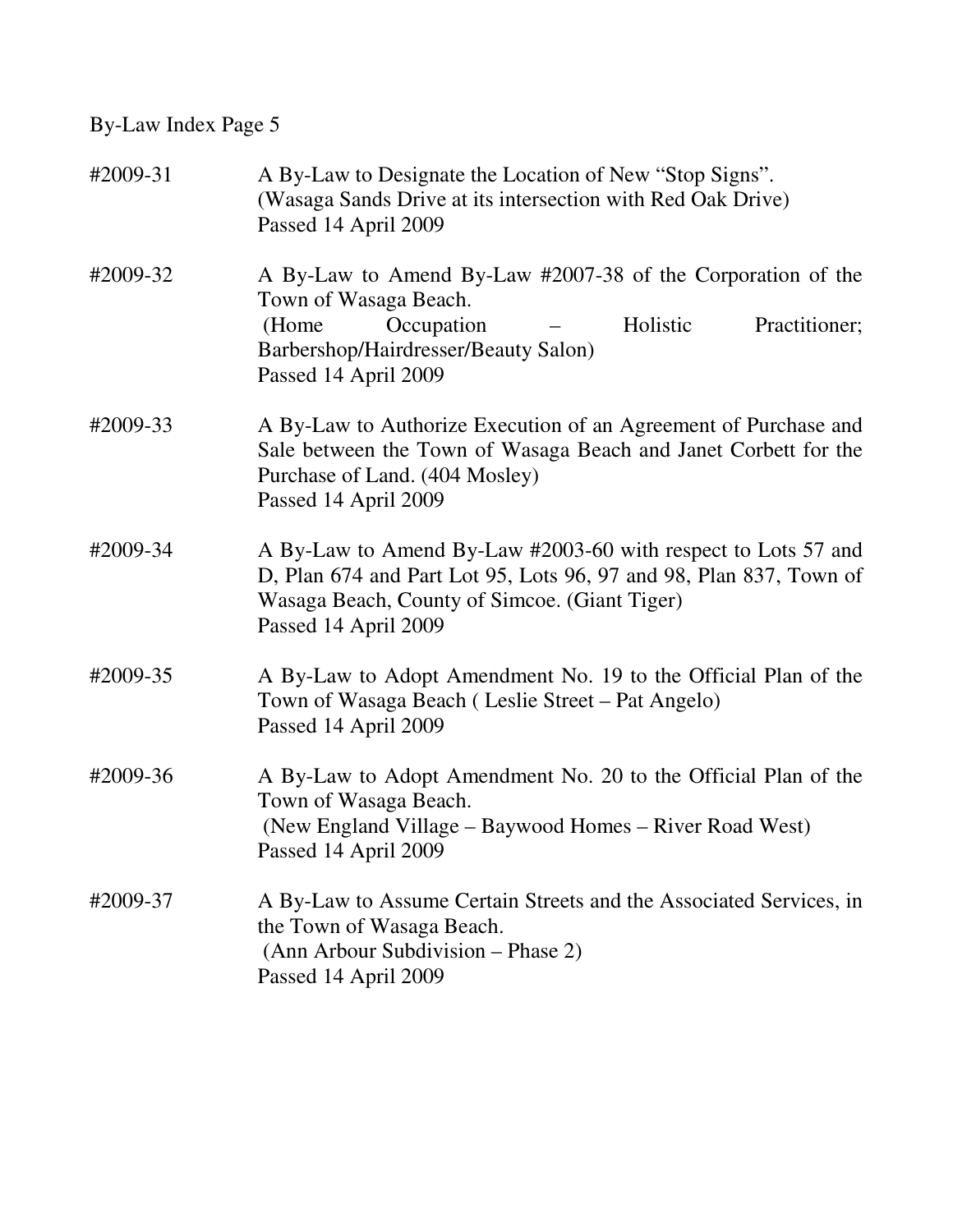By-Law Index Page 5

#2009-31 A By-Law to Designate the Location of New "Stop Signs".
(Wasaga Sands Drive at its intersection with Red Oak Drive)
Passed 14 April 2009

#2009-32 A By-Law to Amend By-Law #2007-38 of the Corporation of the Town of Wasaga Beach.
(Home Occupation – Holistic Practitioner; Barbershop/Hairdresser/Beauty Salon)
Passed 14 April 2009

#2009-33 A By-Law to Authorize Execution of an Agreement of Purchase and Sale between the Town of Wasaga Beach and Janet Corbett for the Purchase of Land. (404 Mosley)
Passed 14 April 2009

#2009-34 A By-Law to Amend By-Law #2003-60 with respect to Lots 57 and D, Plan 674 and Part Lot 95, Lots 96, 97 and 98, Plan 837, Town of Wasaga Beach, County of Simcoe. (Giant Tiger)
Passed 14 April 2009

#2009-35 A By-Law to Adopt Amendment No. 19 to the Official Plan of the Town of Wasaga Beach ( Leslie Street – Pat Angelo)
Passed 14 April 2009

#2009-36 A By-Law to Adopt Amendment No. 20 to the Official Plan of the Town of Wasaga Beach.
(New England Village – Baywood Homes – River Road West)
Passed 14 April 2009

#2009-37 A By-Law to Assume Certain Streets and the Associated Services, in the Town of Wasaga Beach.
(Ann Arbour Subdivision – Phase 2)
Passed 14 April 2009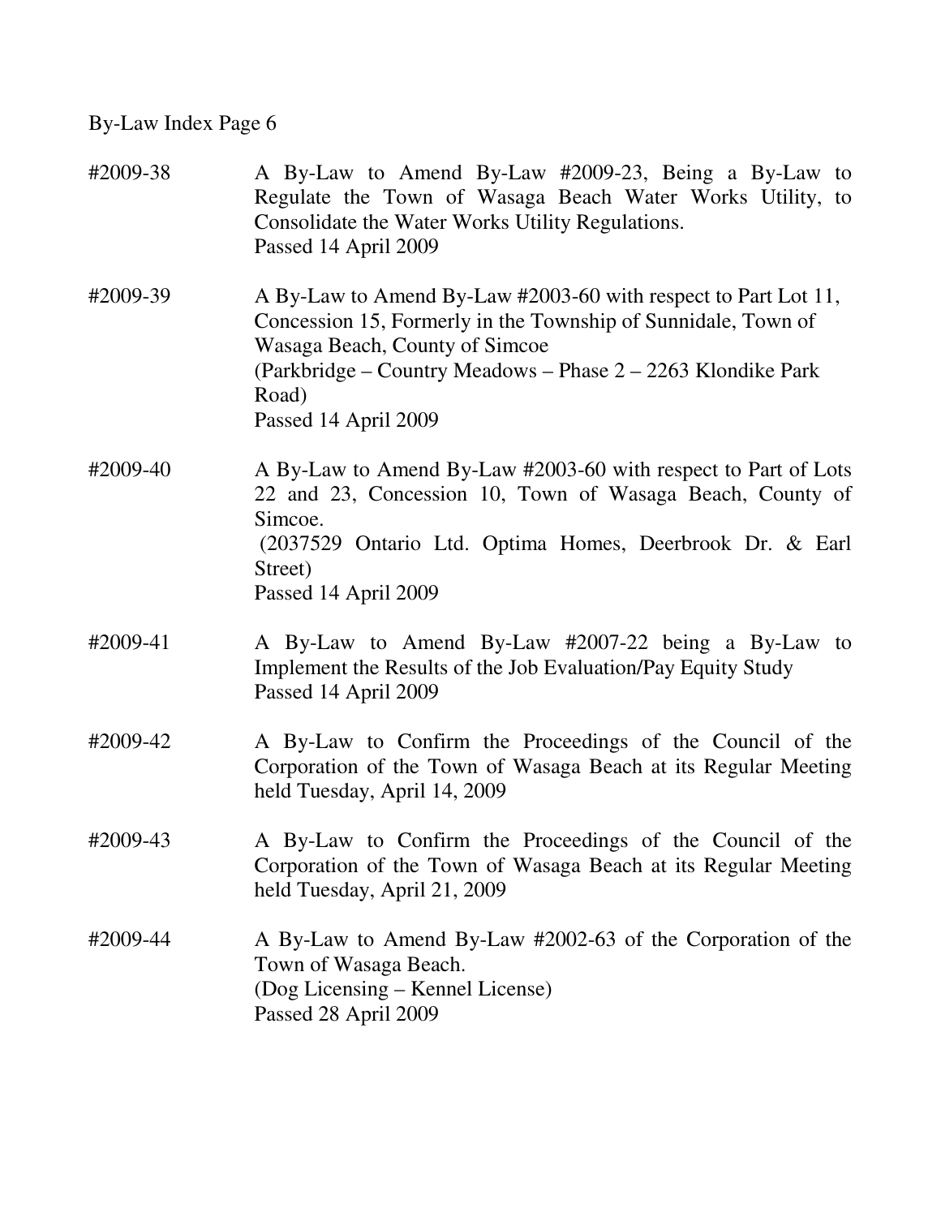By-Law Index Page 6

#2009-38 A By-Law to Amend By-Law #2009-23, Being a By-Law to Regulate the Town of Wasaga Beach Water Works Utility, to Consolidate the Water Works Utility Regulations.
Passed 14 April 2009

#2009-39 A By-Law to Amend By-Law #2003-60 with respect to Part Lot 11, Concession 15, Formerly in the Township of Sunnidale, Town of Wasaga Beach, County of Simcoe
(Parkbridge – Country Meadows – Phase 2 – 2263 Klondike Park Road)
Passed 14 April 2009

#2009-40 A By-Law to Amend By-Law #2003-60 with respect to Part of Lots 22 and 23, Concession 10, Town of Wasaga Beach, County of Simcoe.
(2037529 Ontario Ltd. Optima Homes, Deerbrook Dr. & Earl Street)
Passed 14 April 2009

#2009-41 A By-Law to Amend By-Law #2007-22 being a By-Law to Implement the Results of the Job Evaluation/Pay Equity Study
Passed 14 April 2009

#2009-42 A By-Law to Confirm the Proceedings of the Council of the Corporation of the Town of Wasaga Beach at its Regular Meeting held Tuesday, April 14, 2009

#2009-43 A By-Law to Confirm the Proceedings of the Council of the Corporation of the Town of Wasaga Beach at its Regular Meeting held Tuesday, April 21, 2009

#2009-44 A By-Law to Amend By-Law #2002-63 of the Corporation of the Town of Wasaga Beach.
(Dog Licensing – Kennel License)
Passed 28 April 2009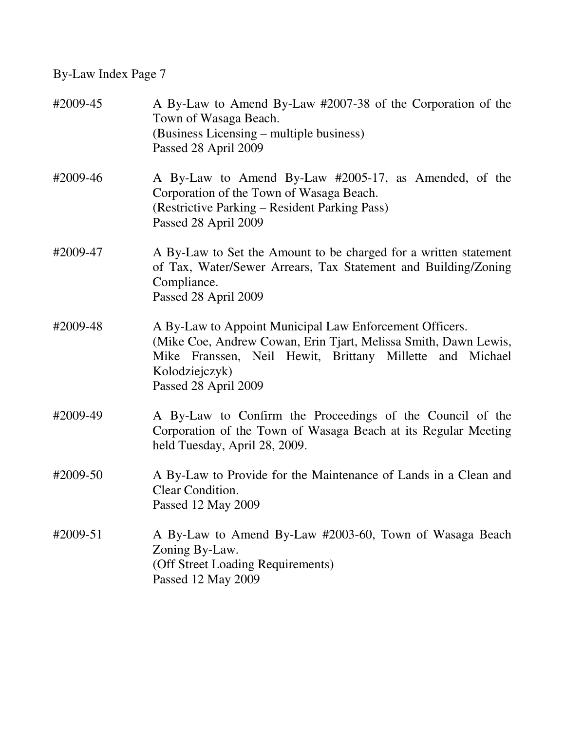By-Law Index Page 7

| | |
|---|---|
| #2009-45 | A By-Law to Amend By-Law #2007-38 of the Corporation of the Town of Wasaga Beach.<br>(Business Licensing – multiple business)<br>Passed 28 April 2009 |
| #2009-46 | A By-Law to Amend By-Law #2005-17, as Amended, of the Corporation of the Town of Wasaga Beach.<br>(Restrictive Parking – Resident Parking Pass)<br>Passed 28 April 2009 |
| #2009-47 | A By-Law to Set the Amount to be charged for a written statement of Tax, Water/Sewer Arrears, Tax Statement and Building/Zoning Compliance.<br>Passed 28 April 2009 |
| #2009-48 | A By-Law to Appoint Municipal Law Enforcement Officers.<br>(Mike Coe, Andrew Cowan, Erin Tjart, Melissa Smith, Dawn Lewis, Mike Franssen, Neil Hewit, Brittany Millette and Michael Kolodziejczyk)<br>Passed 28 April 2009 |
| #2009-49 | A By-Law to Confirm the Proceedings of the Council of the Corporation of the Town of Wasaga Beach at its Regular Meeting held Tuesday, April 28, 2009. |
| #2009-50 | A By-Law to Provide for the Maintenance of Lands in a Clean and Clear Condition.<br>Passed 12 May 2009 |
| #2009-51 | A By-Law to Amend By-Law #2003-60, Town of Wasaga Beach Zoning By-Law.<br>(Off Street Loading Requirements)<br>Passed 12 May 2009 |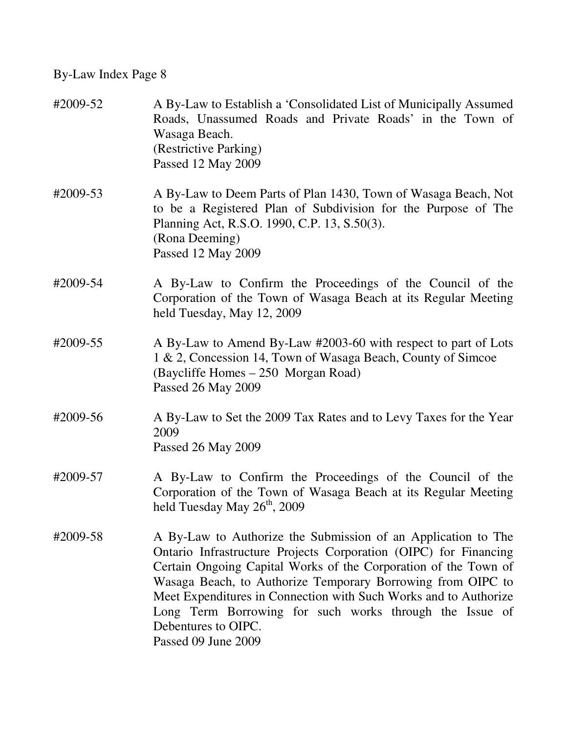By-Law Index Page 8

#2009-52 A By-Law to Establish a 'Consolidated List of Municipally Assumed Roads, Unassumed Roads and Private Roads' in the Town of Wasaga Beach.
(Restrictive Parking)
Passed 12 May 2009

#2009-53 A By-Law to Deem Parts of Plan 1430, Town of Wasaga Beach, Not to be a Registered Plan of Subdivision for the Purpose of The Planning Act, R.S.O. 1990, C.P. 13, S.50(3).
(Rona Deeming)
Passed 12 May 2009

#2009-54 A By-Law to Confirm the Proceedings of the Council of the Corporation of the Town of Wasaga Beach at its Regular Meeting held Tuesday, May 12, 2009

#2009-55 A By-Law to Amend By-Law #2003-60 with respect to part of Lots 1 & 2, Concession 14, Town of Wasaga Beach, County of Simcoe
(Baycliffe Homes – 250 Morgan Road)
Passed 26 May 2009

#2009-56 A By-Law to Set the 2009 Tax Rates and to Levy Taxes for the Year 2009
Passed 26 May 2009

#2009-57 A By-Law to Confirm the Proceedings of the Council of the Corporation of the Town of Wasaga Beach at its Regular Meeting held Tuesday May 26th, 2009

#2009-58 A By-Law to Authorize the Submission of an Application to The Ontario Infrastructure Projects Corporation (OIPC) for Financing Certain Ongoing Capital Works of the Corporation of the Town of Wasaga Beach, to Authorize Temporary Borrowing from OIPC to Meet Expenditures in Connection with Such Works and to Authorize Long Term Borrowing for such works through the Issue of Debentures to OIPC.
Passed 09 June 2009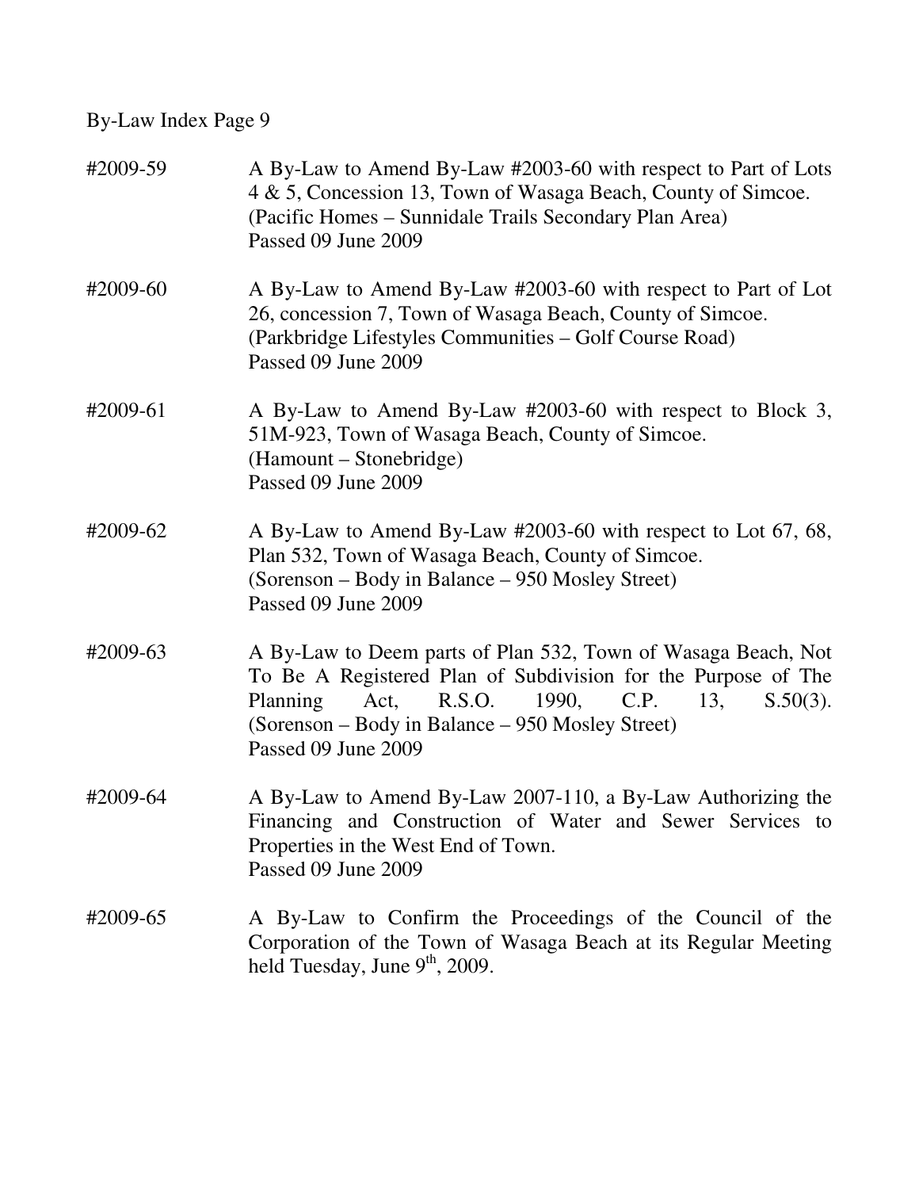By-Law Index Page 9

| | |
|---|---|
| #2009-59 | A By-Law to Amend By-Law #2003-60 with respect to Part of Lots 4 & 5, Concession 13, Town of Wasaga Beach, County of Simcoe. (Pacific Homes – Sunnidale Trails Secondary Plan Area) Passed 09 June 2009 |
| #2009-60 | A By-Law to Amend By-Law #2003-60 with respect to Part of Lot 26, concession 7, Town of Wasaga Beach, County of Simcoe. (Parkbridge Lifestyles Communities – Golf Course Road) Passed 09 June 2009 |
| #2009-61 | A By-Law to Amend By-Law #2003-60 with respect to Block 3, 51M-923, Town of Wasaga Beach, County of Simcoe. (Hamount – Stonebridge) Passed 09 June 2009 |
| #2009-62 | A By-Law to Amend By-Law #2003-60 with respect to Lot 67, 68, Plan 532, Town of Wasaga Beach, County of Simcoe. (Sorenson – Body in Balance – 950 Mosley Street) Passed 09 June 2009 |
| #2009-63 | A By-Law to Deem parts of Plan 532, Town of Wasaga Beach, Not To Be A Registered Plan of Subdivision for the Purpose of The Planning Act, R.S.O. 1990, C.P. 13, S.50(3). (Sorenson – Body in Balance – 950 Mosley Street) Passed 09 June 2009 |
| #2009-64 | A By-Law to Amend By-Law 2007-110, a By-Law Authorizing the Financing and Construction of Water and Sewer Services to Properties in the West End of Town. Passed 09 June 2009 |
| #2009-65 | A By-Law to Confirm the Proceedings of the Council of the Corporation of the Town of Wasaga Beach at its Regular Meeting held Tuesday, June 9th, 2009. |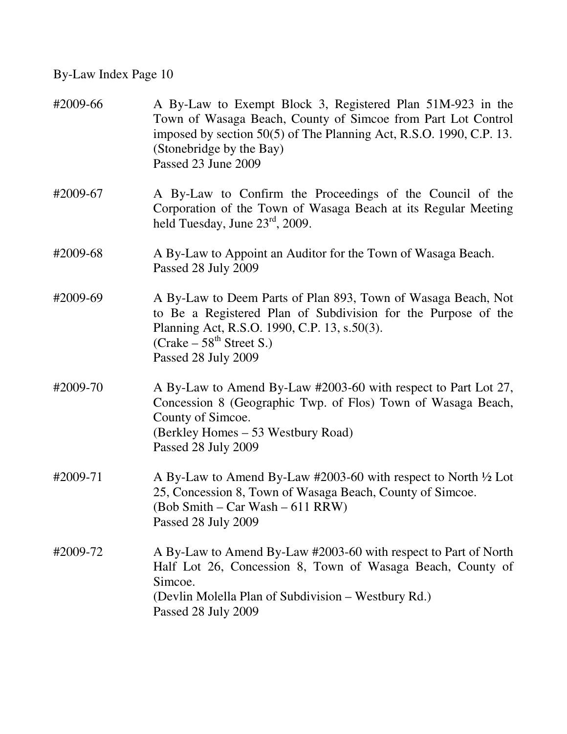By-Law Index Page 10

#2009-66 A By-Law to Exempt Block 3, Registered Plan 51M-923 in the Town of Wasaga Beach, County of Simcoe from Part Lot Control imposed by section 50(5) of The Planning Act, R.S.O. 1990, C.P. 13. (Stonebridge by the Bay)
Passed 23 June 2009

#2009-67 A By-Law to Confirm the Proceedings of the Council of the Corporation of the Town of Wasaga Beach at its Regular Meeting held Tuesday, June 23rd, 2009.

#2009-68 A By-Law to Appoint an Auditor for the Town of Wasaga Beach.
Passed 28 July 2009

#2009-69 A By-Law to Deem Parts of Plan 893, Town of Wasaga Beach, Not to Be a Registered Plan of Subdivision for the Purpose of the Planning Act, R.S.O. 1990, C.P. 13, s.50(3).
(Crake – 58th Street S.)
Passed 28 July 2009

#2009-70 A By-Law to Amend By-Law #2003-60 with respect to Part Lot 27, Concession 8 (Geographic Twp. of Flos) Town of Wasaga Beach, County of Simcoe.
(Berkley Homes – 53 Westbury Road)
Passed 28 July 2009

#2009-71 A By-Law to Amend By-Law #2003-60 with respect to North ½ Lot 25, Concession 8, Town of Wasaga Beach, County of Simcoe.
(Bob Smith – Car Wash – 611 RRW)
Passed 28 July 2009

#2009-72 A By-Law to Amend By-Law #2003-60 with respect to Part of North Half Lot 26, Concession 8, Town of Wasaga Beach, County of Simcoe.
(Devlin Molella Plan of Subdivision – Westbury Rd.)
Passed 28 July 2009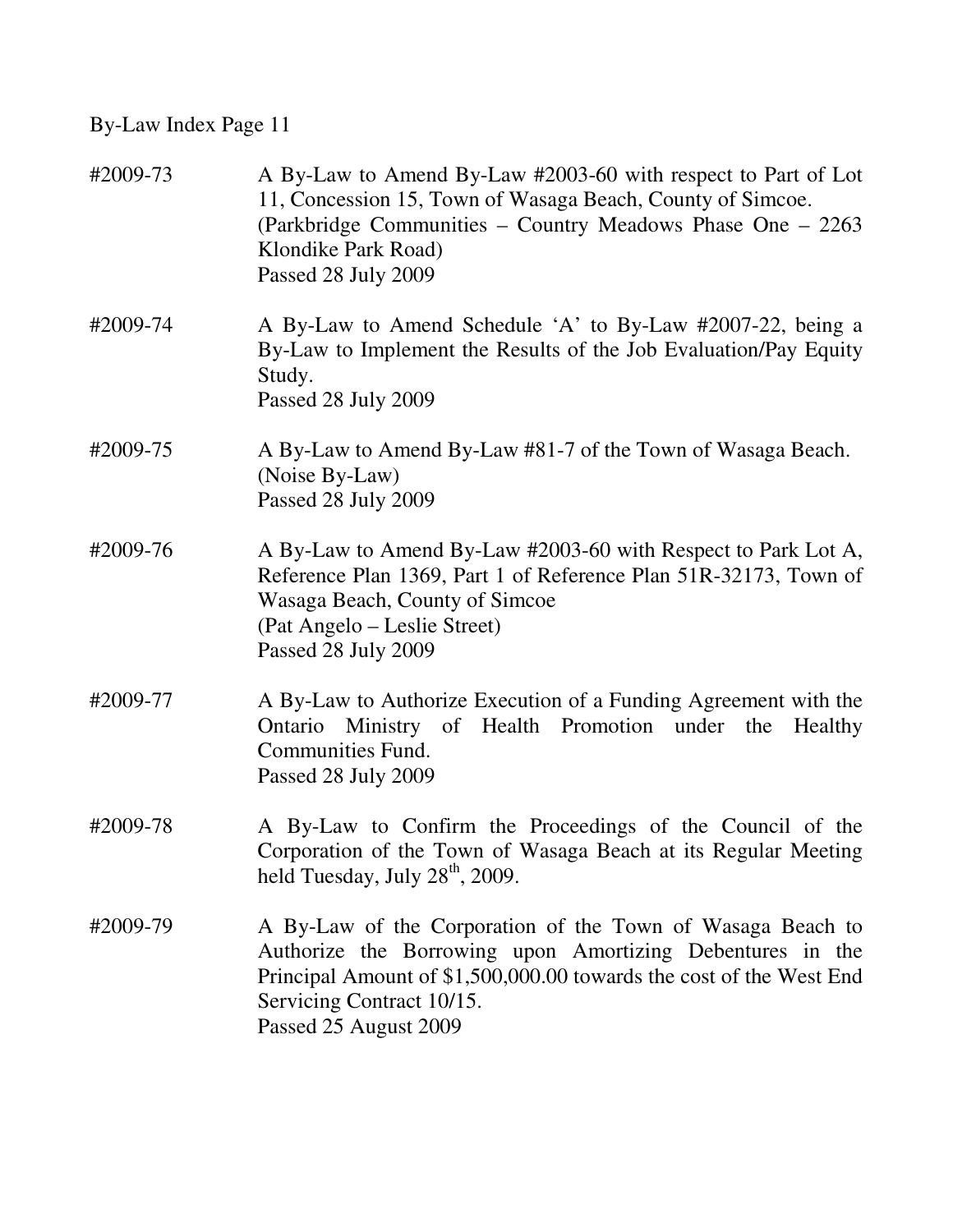By-Law Index Page 11

| | |
|---|---|
| #2009-73 | A By-Law to Amend By-Law #2003-60 with respect to Part of Lot 11, Concession 15, Town of Wasaga Beach, County of Simcoe. (Parkbridge Communities – Country Meadows Phase One – 2263 Klondike Park Road) Passed 28 July 2009 |
| #2009-74 | A By-Law to Amend Schedule 'A' to By-Law #2007-22, being a By-Law to Implement the Results of the Job Evaluation/Pay Equity Study. Passed 28 July 2009 |
| #2009-75 | A By-Law to Amend By-Law #81-7 of the Town of Wasaga Beach. (Noise By-Law) Passed 28 July 2009 |
| #2009-76 | A By-Law to Amend By-Law #2003-60 with Respect to Park Lot A, Reference Plan 1369, Part 1 of Reference Plan 51R-32173, Town of Wasaga Beach, County of Simcoe (Pat Angelo – Leslie Street) Passed 28 July 2009 |
| #2009-77 | A By-Law to Authorize Execution of a Funding Agreement with the Ontario Ministry of Health Promotion under the Healthy Communities Fund. Passed 28 July 2009 |
| #2009-78 | A By-Law to Confirm the Proceedings of the Council of the Corporation of the Town of Wasaga Beach at its Regular Meeting held Tuesday, July 28th, 2009. |
| #2009-79 | A By-Law of the Corporation of the Town of Wasaga Beach to Authorize the Borrowing upon Amortizing Debentures in the Principal Amount of $1,500,000.00 towards the cost of the West End Servicing Contract 10/15. Passed 25 August 2009 |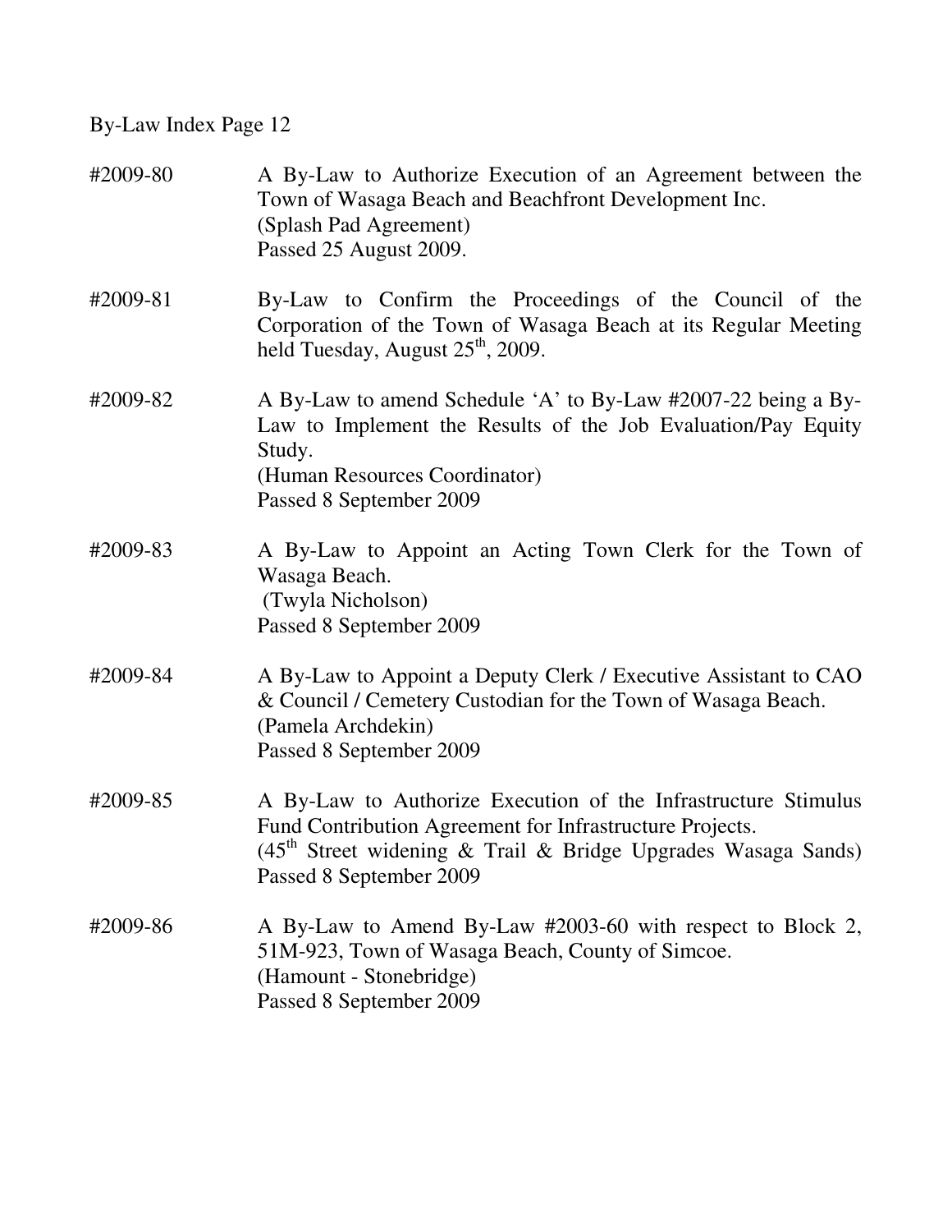By-Law Index Page 12

| | |
|---|---|
| #2009-80 | A By-Law to Authorize Execution of an Agreement between the Town of Wasaga Beach and Beachfront Development Inc.<br>(Splash Pad Agreement)<br>Passed 25 August 2009. |
| #2009-81 | By-Law to Confirm the Proceedings of the Council of the Corporation of the Town of Wasaga Beach at its Regular Meeting held Tuesday, August 25th, 2009. |
| #2009-82 | A By-Law to amend Schedule 'A' to By-Law #2007-22 being a By-Law to Implement the Results of the Job Evaluation/Pay Equity Study.<br>(Human Resources Coordinator)<br>Passed 8 September 2009 |
| #2009-83 | A By-Law to Appoint an Acting Town Clerk for the Town of Wasaga Beach.<br>(Twyla Nicholson)<br>Passed 8 September 2009 |
| #2009-84 | A By-Law to Appoint a Deputy Clerk / Executive Assistant to CAO & Council / Cemetery Custodian for the Town of Wasaga Beach.<br>(Pamela Archdekin)<br>Passed 8 September 2009 |
| #2009-85 | A By-Law to Authorize Execution of the Infrastructure Stimulus Fund Contribution Agreement for Infrastructure Projects.<br>(45th Street widening & Trail & Bridge Upgrades Wasaga Sands)<br>Passed 8 September 2009 |
| #2009-86 | A By-Law to Amend By-Law #2003-60 with respect to Block 2, 51M-923, Town of Wasaga Beach, County of Simcoe.<br>(Hamount - Stonebridge)<br>Passed 8 September 2009 |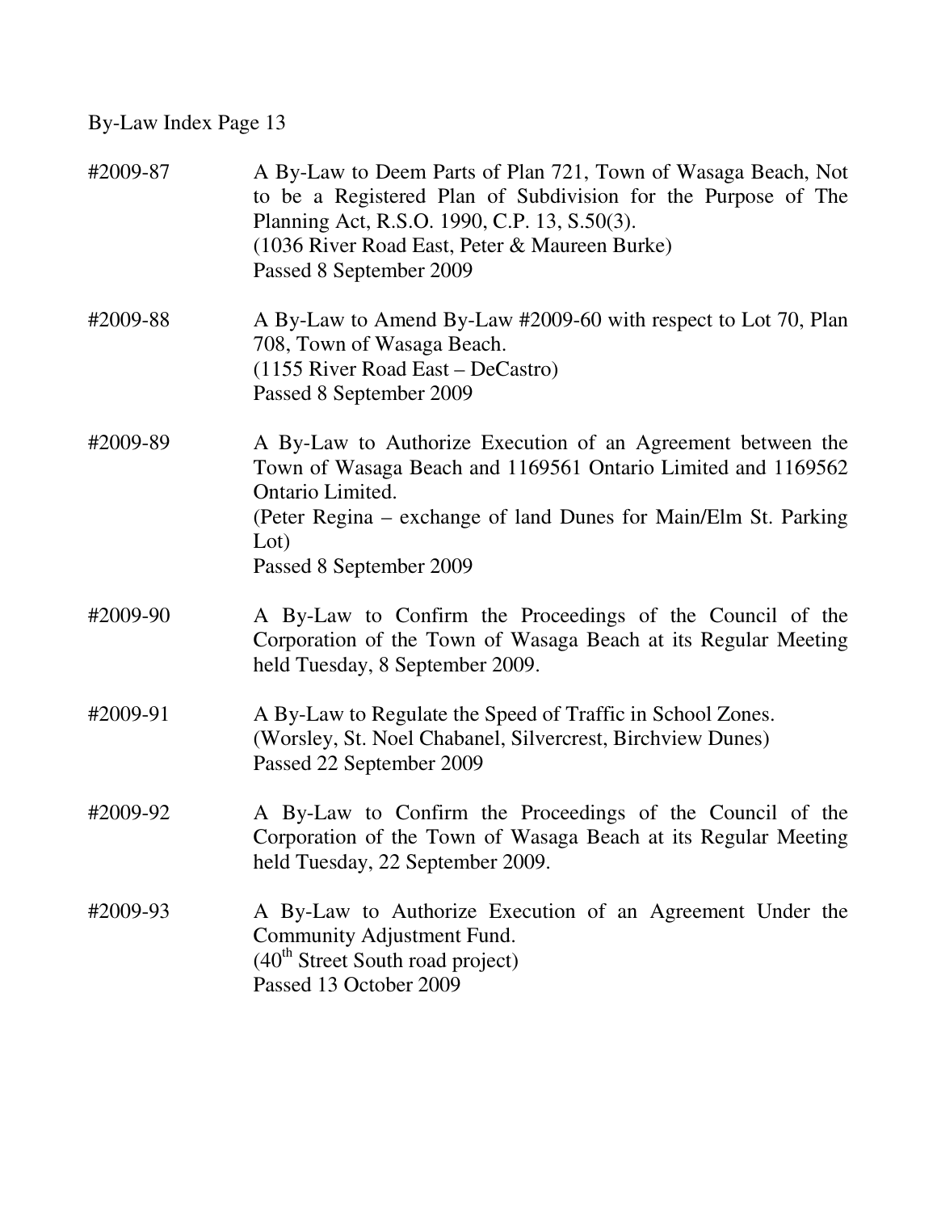By-Law Index Page 13

#2009-87 A By-Law to Deem Parts of Plan 721, Town of Wasaga Beach, Not to be a Registered Plan of Subdivision for the Purpose of The Planning Act, R.S.O. 1990, C.P. 13, S.50(3).
(1036 River Road East, Peter & Maureen Burke)
Passed 8 September 2009

#2009-88 A By-Law to Amend By-Law #2009-60 with respect to Lot 70, Plan 708, Town of Wasaga Beach.
(1155 River Road East – DeCastro)
Passed 8 September 2009

#2009-89 A By-Law to Authorize Execution of an Agreement between the Town of Wasaga Beach and 1169561 Ontario Limited and 1169562 Ontario Limited.
(Peter Regina – exchange of land Dunes for Main/Elm St. Parking Lot)
Passed 8 September 2009

#2009-90 A By-Law to Confirm the Proceedings of the Council of the Corporation of the Town of Wasaga Beach at its Regular Meeting held Tuesday, 8 September 2009.

#2009-91 A By-Law to Regulate the Speed of Traffic in School Zones.
(Worsley, St. Noel Chabanel, Silvercrest, Birchview Dunes)
Passed 22 September 2009

#2009-92 A By-Law to Confirm the Proceedings of the Council of the Corporation of the Town of Wasaga Beach at its Regular Meeting held Tuesday, 22 September 2009.

#2009-93 A By-Law to Authorize Execution of an Agreement Under the Community Adjustment Fund.
(40th Street South road project)
Passed 13 October 2009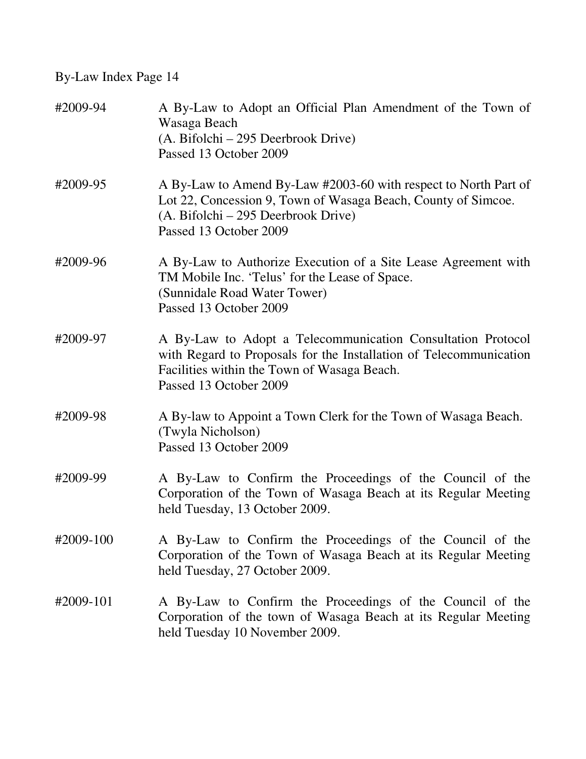By-Law Index Page 14

| | |
|---|---|
| #2009-94 | A By-Law to Adopt an Official Plan Amendment of the Town of Wasaga Beach<br>(A. Bifolchi – 295 Deerbrook Drive)<br>Passed 13 October 2009 |
| #2009-95 | A By-Law to Amend By-Law #2003-60 with respect to North Part of Lot 22, Concession 9, Town of Wasaga Beach, County of Simcoe.<br>(A. Bifolchi – 295 Deerbrook Drive)<br>Passed 13 October 2009 |
| #2009-96 | A By-Law to Authorize Execution of a Site Lease Agreement with TM Mobile Inc. 'Telus' for the Lease of Space.<br>(Sunnidale Road Water Tower)<br>Passed 13 October 2009 |
| #2009-97 | A By-Law to Adopt a Telecommunication Consultation Protocol with Regard to Proposals for the Installation of Telecommunication Facilities within the Town of Wasaga Beach.<br>Passed 13 October 2009 |
| #2009-98 | A By-law to Appoint a Town Clerk for the Town of Wasaga Beach.<br>(Twyla Nicholson)<br>Passed 13 October 2009 |
| #2009-99 | A By-Law to Confirm the Proceedings of the Council of the Corporation of the Town of Wasaga Beach at its Regular Meeting held Tuesday, 13 October 2009. |
| #2009-100 | A By-Law to Confirm the Proceedings of the Council of the Corporation of the Town of Wasaga Beach at its Regular Meeting held Tuesday, 27 October 2009. |
| #2009-101 | A By-Law to Confirm the Proceedings of the Council of the Corporation of the town of Wasaga Beach at its Regular Meeting held Tuesday 10 November 2009. |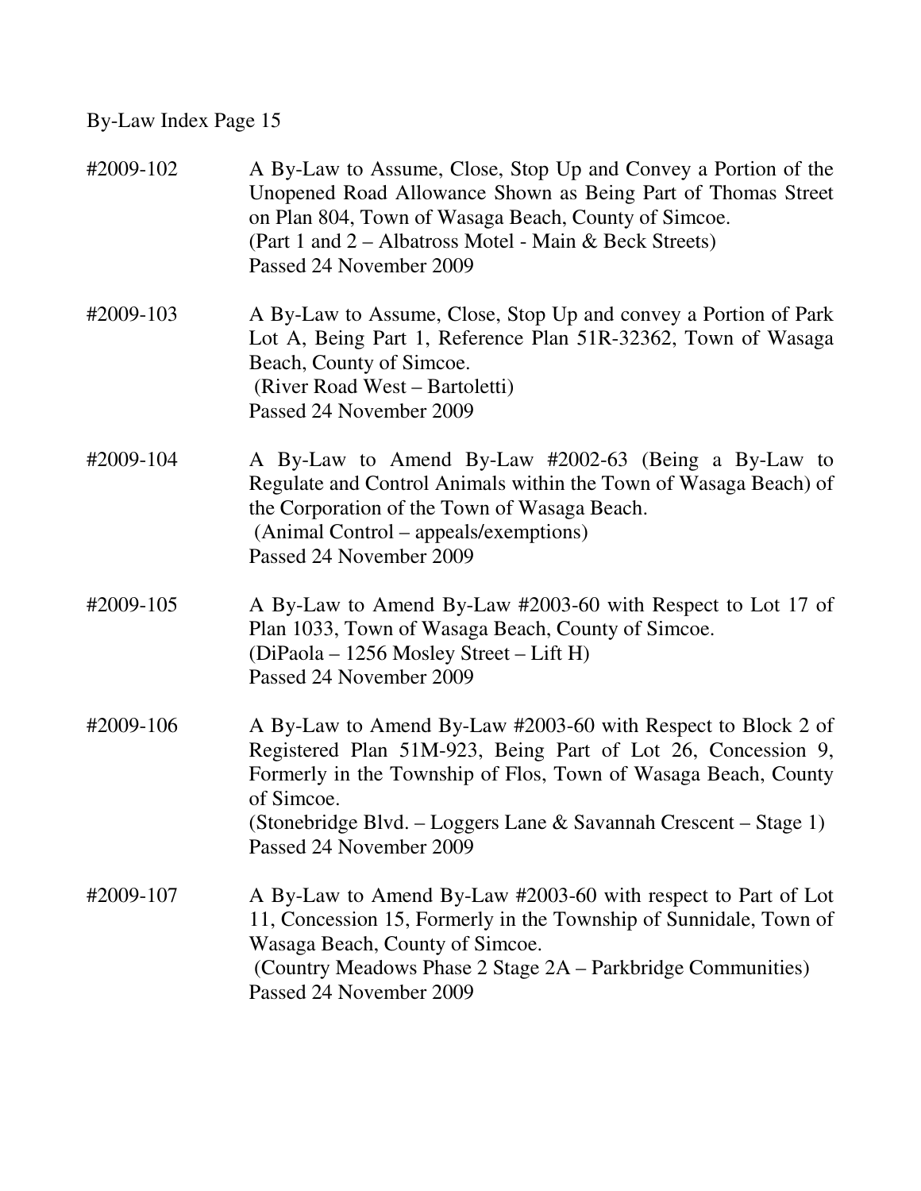By-Law Index Page 15

| | |
|---|---|
| #2009-102 | A By-Law to Assume, Close, Stop Up and Convey a Portion of the Unopened Road Allowance Shown as Being Part of Thomas Street on Plan 804, Town of Wasaga Beach, County of Simcoe.<br>(Part 1 and 2 – Albatross Motel - Main & Beck Streets)<br>Passed 24 November 2009 |
| #2009-103 | A By-Law to Assume, Close, Stop Up and convey a Portion of Park Lot A, Being Part 1, Reference Plan 51R-32362, Town of Wasaga Beach, County of Simcoe.<br>(River Road West – Bartoletti)<br>Passed 24 November 2009 |
| #2009-104 | A By-Law to Amend By-Law #2002-63 (Being a By-Law to Regulate and Control Animals within the Town of Wasaga Beach) of the Corporation of the Town of Wasaga Beach.<br>(Animal Control – appeals/exemptions)<br>Passed 24 November 2009 |
| #2009-105 | A By-Law to Amend By-Law #2003-60 with Respect to Lot 17 of Plan 1033, Town of Wasaga Beach, County of Simcoe.<br>(DiPaola – 1256 Mosley Street – Lift H)<br>Passed 24 November 2009 |
| #2009-106 | A By-Law to Amend By-Law #2003-60 with Respect to Block 2 of Registered Plan 51M-923, Being Part of Lot 26, Concession 9, Formerly in the Township of Flos, Town of Wasaga Beach, County of Simcoe.<br>(Stonebridge Blvd. – Loggers Lane & Savannah Crescent – Stage 1)<br>Passed 24 November 2009 |
| #2009-107 | A By-Law to Amend By-Law #2003-60 with respect to Part of Lot 11, Concession 15, Formerly in the Township of Sunnidale, Town of Wasaga Beach, County of Simcoe.<br>(Country Meadows Phase 2 Stage 2A – Parkbridge Communities)<br>Passed 24 November 2009 |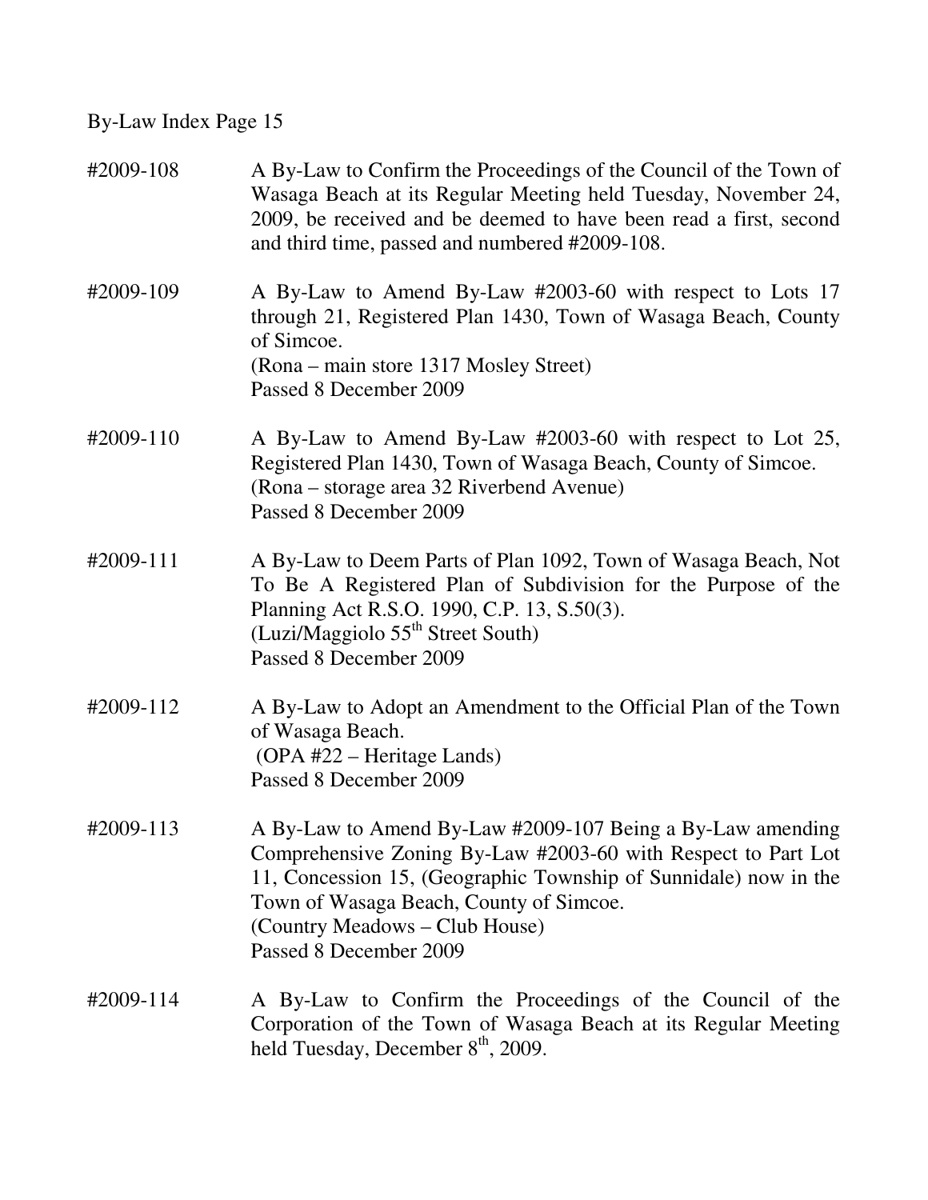By-Law Index Page 15

| | |
|---|---|
| #2009-108 | A By-Law to Confirm the Proceedings of the Council of the Town of Wasaga Beach at its Regular Meeting held Tuesday, November 24, 2009, be received and be deemed to have been read a first, second and third time, passed and numbered #2009-108. |
| #2009-109 | A By-Law to Amend By-Law #2003-60 with respect to Lots 17 through 21, Registered Plan 1430, Town of Wasaga Beach, County of Simcoe.<br>(Rona – main store 1317 Mosley Street)<br>Passed 8 December 2009 |
| #2009-110 | A By-Law to Amend By-Law #2003-60 with respect to Lot 25, Registered Plan 1430, Town of Wasaga Beach, County of Simcoe.<br>(Rona – storage area 32 Riverbend Avenue)<br>Passed 8 December 2009 |
| #2009-111 | A By-Law to Deem Parts of Plan 1092, Town of Wasaga Beach, Not To Be A Registered Plan of Subdivision for the Purpose of the Planning Act R.S.O. 1990, C.P. 13, S.50(3).<br>(Luzi/Maggiolo 55th Street South)<br>Passed 8 December 2009 |
| #2009-112 | A By-Law to Adopt an Amendment to the Official Plan of the Town of Wasaga Beach.<br>(OPA #22 – Heritage Lands)<br>Passed 8 December 2009 |
| #2009-113 | A By-Law to Amend By-Law #2009-107 Being a By-Law amending Comprehensive Zoning By-Law #2003-60 with Respect to Part Lot 11, Concession 15, (Geographic Township of Sunnidale) now in the Town of Wasaga Beach, County of Simcoe.<br>(Country Meadows – Club House)<br>Passed 8 December 2009 |
| #2009-114 | A By-Law to Confirm the Proceedings of the Council of the Corporation of the Town of Wasaga Beach at its Regular Meeting held Tuesday, December 8th, 2009. |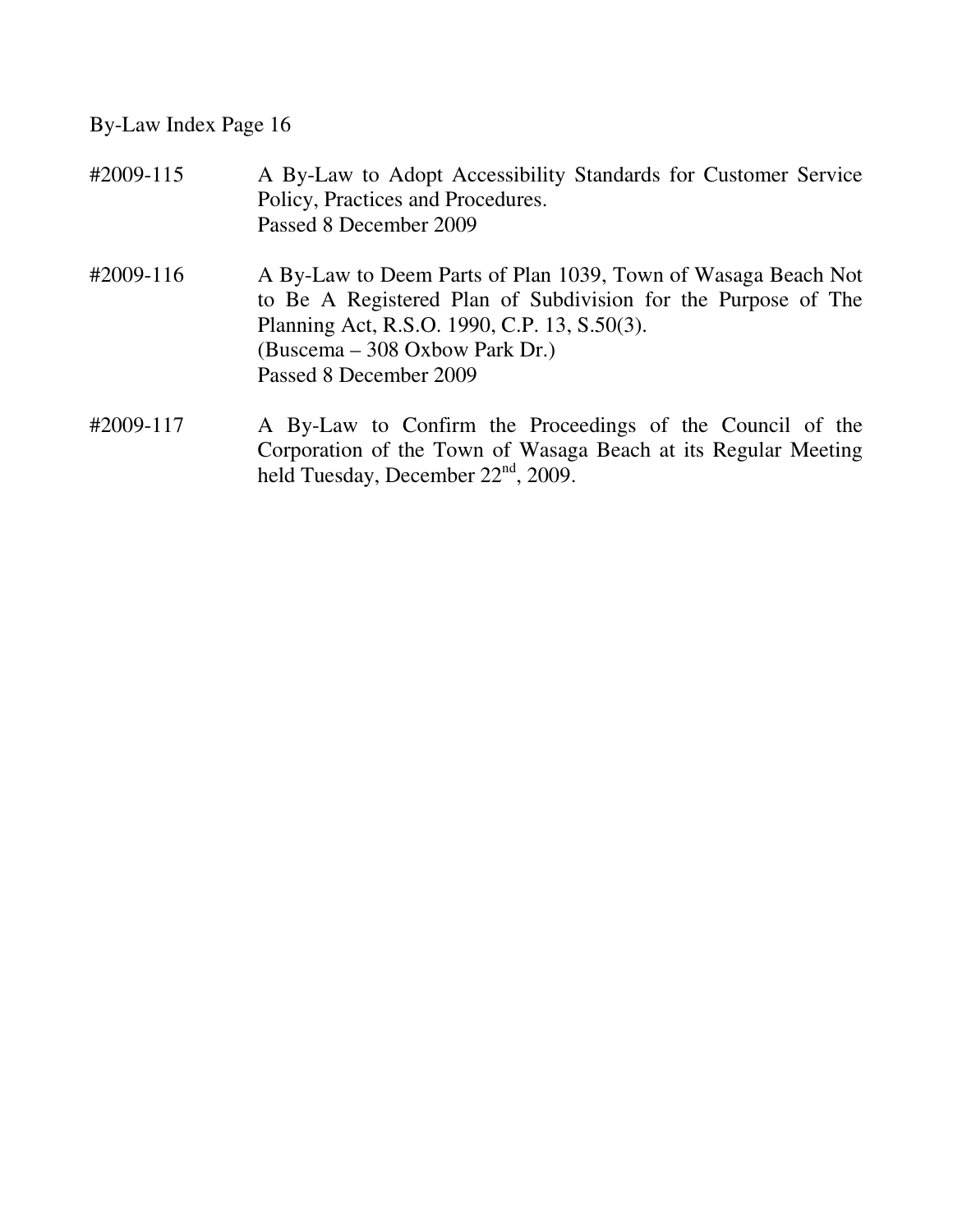By-Law Index Page 16

#2009-115 A By-Law to Adopt Accessibility Standards for Customer Service Policy, Practices and Procedures.
Passed 8 December 2009

#2009-116 A By-Law to Deem Parts of Plan 1039, Town of Wasaga Beach Not to Be A Registered Plan of Subdivision for the Purpose of The Planning Act, R.S.O. 1990, C.P. 13, S.50(3).
(Buscema – 308 Oxbow Park Dr.)
Passed 8 December 2009

#2009-117 A By-Law to Confirm the Proceedings of the Council of the Corporation of the Town of Wasaga Beach at its Regular Meeting held Tuesday, December 22nd, 2009.